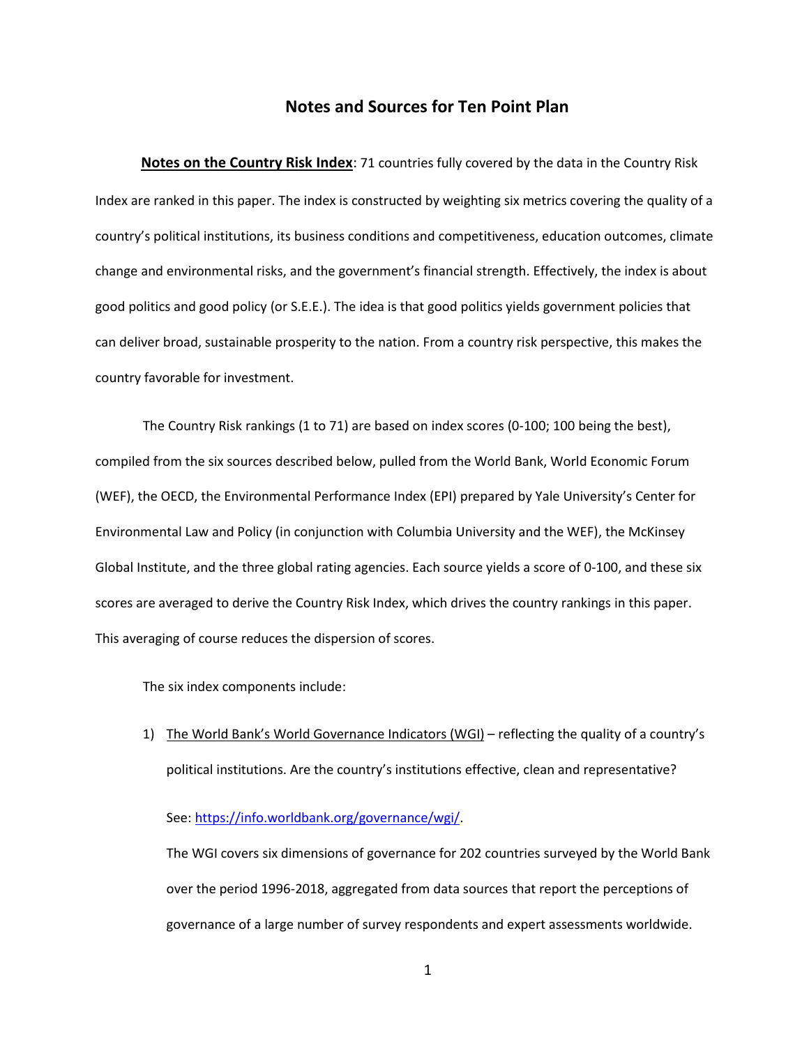# Notes and Sources for Ten Point Plan

**Notes on the Country Risk Index**: 71 countries fully covered by the data in the Country Risk Index are ranked in this paper. The index is constructed by weighting six metrics covering the quality of a country's political institutions, its business conditions and competitiveness, education outcomes, climate change and environmental risks, and the government's financial strength. Effectively, the index is about good politics and good policy (or S.E.E.). The idea is that good politics yields government policies that can deliver broad, sustainable prosperity to the nation. From a country risk perspective, this makes the country favorable for investment.

The Country Risk rankings (1 to 71) are based on index scores (0-100; 100 being the best), compiled from the six sources described below, pulled from the World Bank, World Economic Forum (WEF), the OECD, the Environmental Performance Index (EPI) prepared by Yale University's Center for Environmental Law and Policy (in conjunction with Columbia University and the WEF), the McKinsey Global Institute, and the three global rating agencies. Each source yields a score of 0-100, and these six scores are averaged to derive the Country Risk Index, which drives the country rankings in this paper. This averaging of course reduces the dispersion of scores.

The six index components include:

1) The World Bank's World Governance Indicators (WGI) – reflecting the quality of a country's political institutions. Are the country's institutions effective, clean and representative?

   See: [https://info.worldbank.org/governance/wgi/](https://info.worldbank.org/governance/wgi/).

   The WGI covers six dimensions of governance for 202 countries surveyed by the World Bank over the period 1996-2018, aggregated from data sources that report the perceptions of governance of a large number of survey respondents and expert assessments worldwide.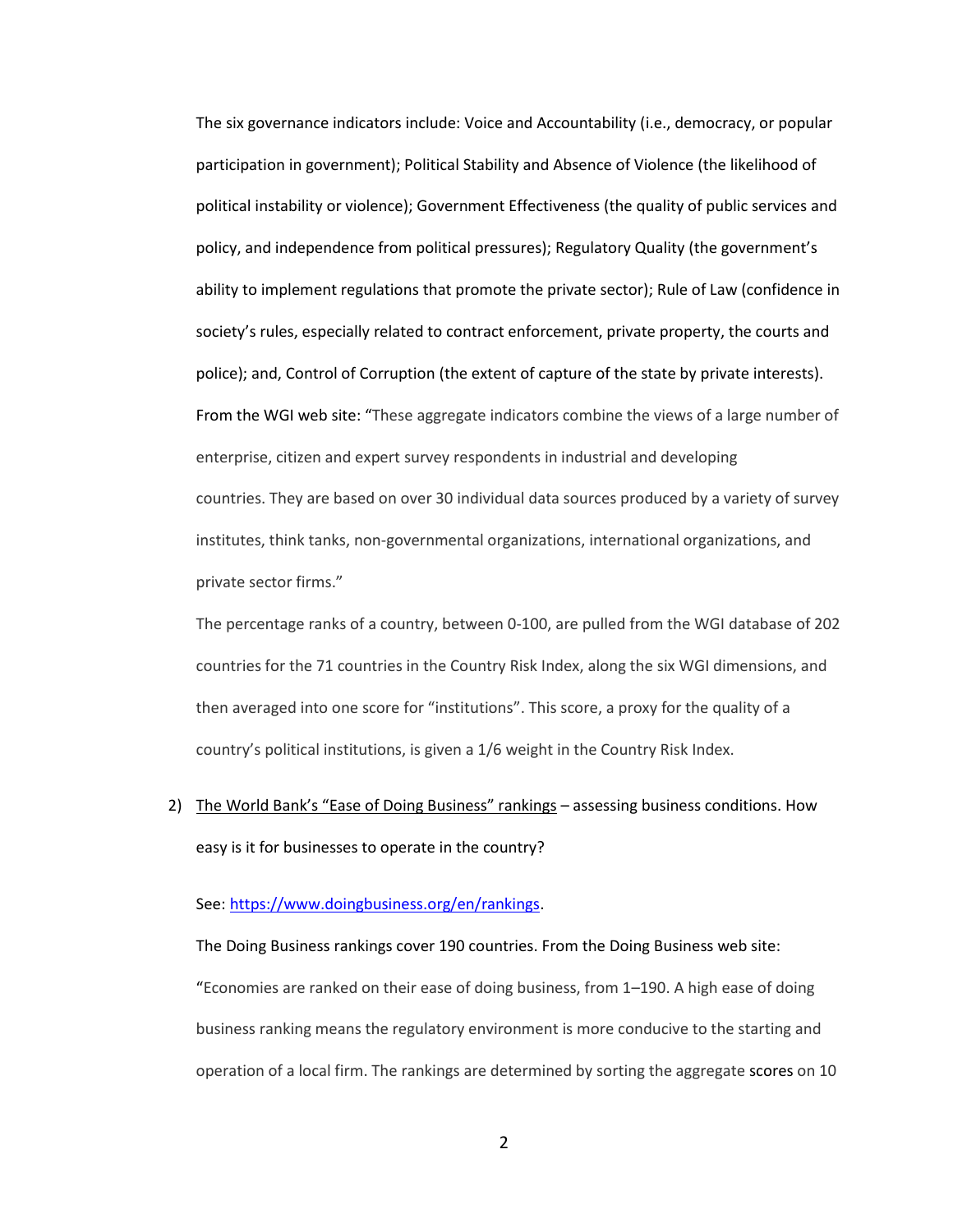The six governance indicators include: Voice and Accountability (i.e., democracy, or popular participation in government); Political Stability and Absence of Violence (the likelihood of political instability or violence); Government Effectiveness (the quality of public services and policy, and independence from political pressures); Regulatory Quality (the government's ability to implement regulations that promote the private sector); Rule of Law (confidence in society's rules, especially related to contract enforcement, private property, the courts and police); and, Control of Corruption (the extent of capture of the state by private interests). From the WGI web site: "These aggregate indicators combine the views of a large number of enterprise, citizen and expert survey respondents in industrial and developing countries. They are based on over 30 individual data sources produced by a variety of survey institutes, think tanks, non-governmental organizations, international organizations, and private sector firms."

The percentage ranks of a country, between 0-100, are pulled from the WGI database of 202 countries for the 71 countries in the Country Risk Index, along the six WGI dimensions, and then averaged into one score for "institutions". This score, a proxy for the quality of a country's political institutions, is given a 1/6 weight in the Country Risk Index.

2) The World Bank's "Ease of Doing Business" rankings – assessing business conditions. How easy is it for businesses to operate in the country?

   See: https://www.doingbusiness.org/en/rankings.

   The Doing Business rankings cover 190 countries. From the Doing Business web site: "Economies are ranked on their ease of doing business, from 1–190. A high ease of doing business ranking means the regulatory environment is more conducive to the starting and operation of a local firm. The rankings are determined by sorting the aggregate scores on 10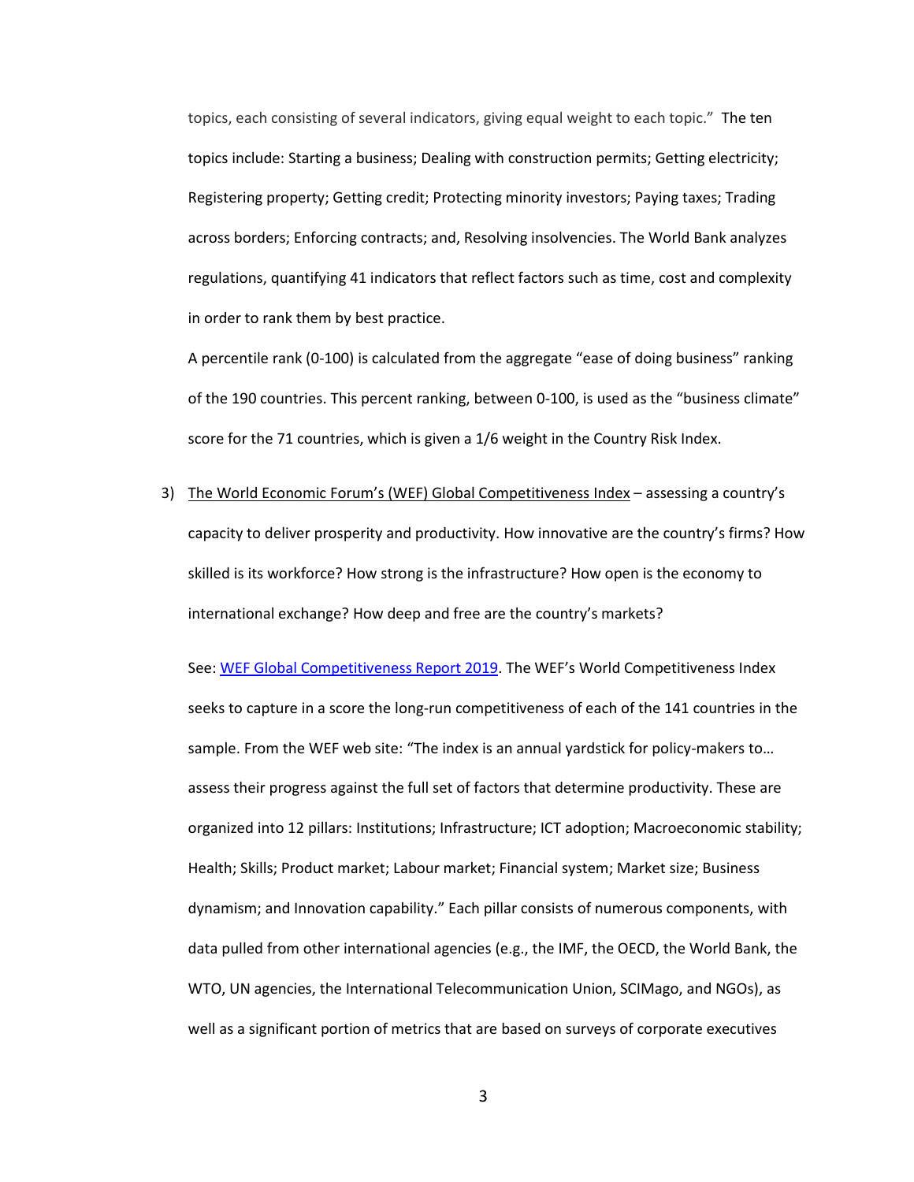topics, each consisting of several indicators, giving equal weight to each topic." The ten topics include: Starting a business; Dealing with construction permits; Getting electricity; Registering property; Getting credit; Protecting minority investors; Paying taxes; Trading across borders; Enforcing contracts; and, Resolving insolvencies. The World Bank analyzes regulations, quantifying 41 indicators that reflect factors such as time, cost and complexity in order to rank them by best practice.

A percentile rank (0-100) is calculated from the aggregate "ease of doing business" ranking of the 190 countries. This percent ranking, between 0-100, is used as the "business climate" score for the 71 countries, which is given a 1/6 weight in the Country Risk Index.

3) The World Economic Forum's (WEF) Global Competitiveness Index – assessing a country's capacity to deliver prosperity and productivity. How innovative are the country's firms? How skilled is its workforce? How strong is the infrastructure? How open is the economy to international exchange? How deep and free are the country's markets?

   See: WEF Global Competitiveness Report 2019. The WEF's World Competitiveness Index seeks to capture in a score the long-run competitiveness of each of the 141 countries in the sample. From the WEF web site: "The index is an annual yardstick for policy-makers to… assess their progress against the full set of factors that determine productivity. These are organized into 12 pillars: Institutions; Infrastructure; ICT adoption; Macroeconomic stability; Health; Skills; Product market; Labour market; Financial system; Market size; Business dynamism; and Innovation capability." Each pillar consists of numerous components, with data pulled from other international agencies (e.g., the IMF, the OECD, the World Bank, the WTO, UN agencies, the International Telecommunication Union, SCIMago, and NGOs), as well as a significant portion of metrics that are based on surveys of corporate executives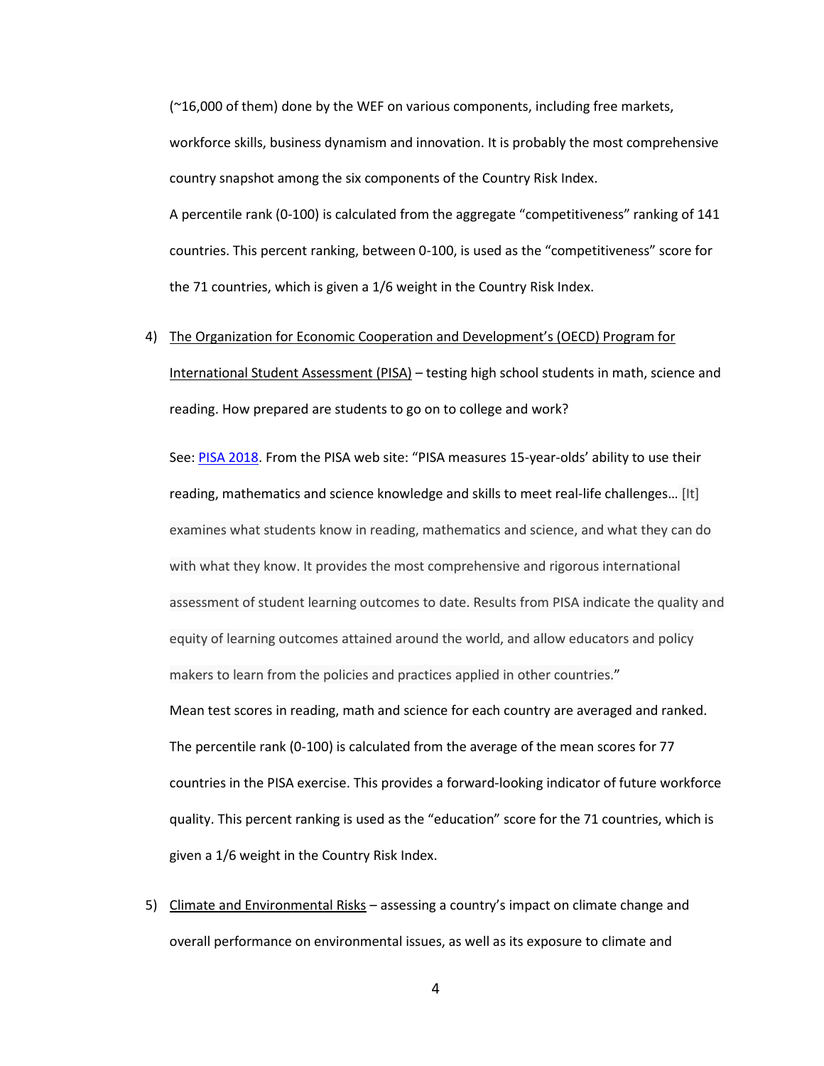(~16,000 of them) done by the WEF on various components, including free markets, workforce skills, business dynamism and innovation. It is probably the most comprehensive country snapshot among the six components of the Country Risk Index.

A percentile rank (0-100) is calculated from the aggregate "competitiveness" ranking of 141 countries. This percent ranking, between 0-100, is used as the "competitiveness" score for the 71 countries, which is given a 1/6 weight in the Country Risk Index.

4) The Organization for Economic Cooperation and Development's (OECD) Program for International Student Assessment (PISA) – testing high school students in math, science and reading. How prepared are students to go on to college and work?

   See: PISA 2018. From the PISA web site: "PISA measures 15-year-olds' ability to use their reading, mathematics and science knowledge and skills to meet real-life challenges… [It] examines what students know in reading, mathematics and science, and what they can do with what they know. It provides the most comprehensive and rigorous international assessment of student learning outcomes to date. Results from PISA indicate the quality and equity of learning outcomes attained around the world, and allow educators and policy makers to learn from the policies and practices applied in other countries."

   Mean test scores in reading, math and science for each country are averaged and ranked. The percentile rank (0-100) is calculated from the average of the mean scores for 77 countries in the PISA exercise. This provides a forward-looking indicator of future workforce quality. This percent ranking is used as the "education" score for the 71 countries, which is given a 1/6 weight in the Country Risk Index.

5) Climate and Environmental Risks – assessing a country's impact on climate change and overall performance on environmental issues, as well as its exposure to climate and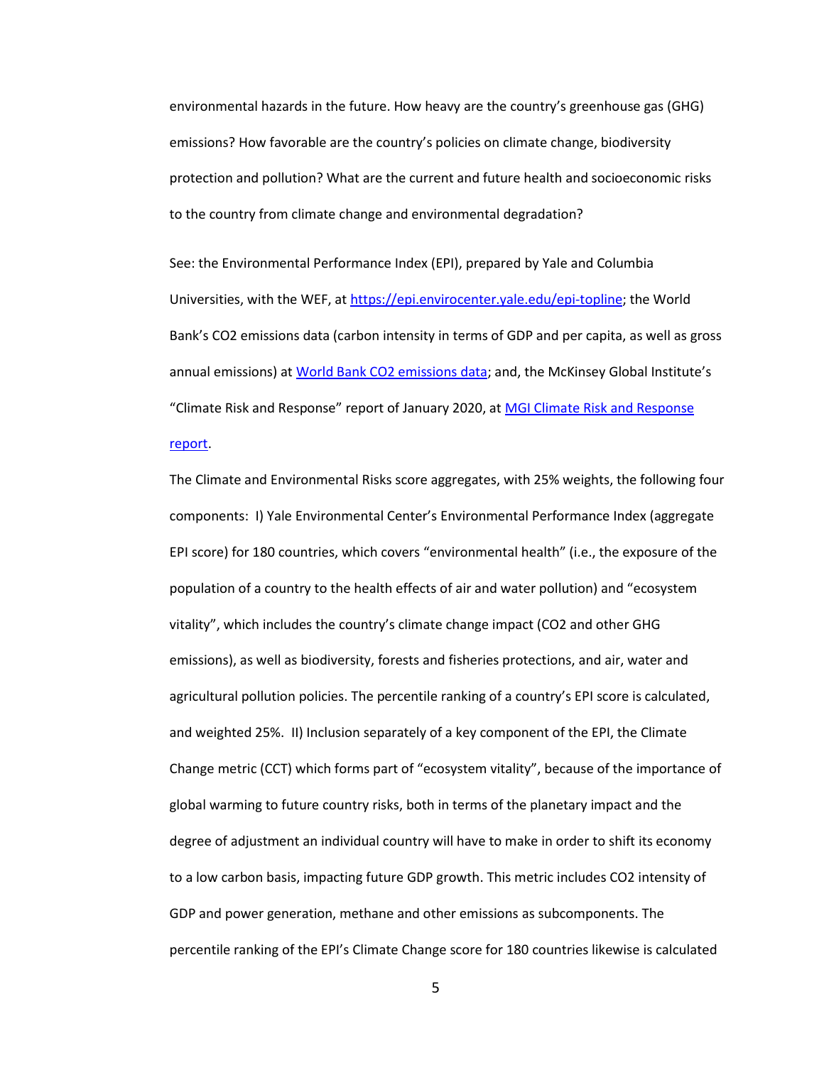environmental hazards in the future. How heavy are the country's greenhouse gas (GHG) emissions? How favorable are the country's policies on climate change, biodiversity protection and pollution? What are the current and future health and socioeconomic risks to the country from climate change and environmental degradation?

See: the Environmental Performance Index (EPI), prepared by Yale and Columbia Universities, with the WEF, at [https://epi.envirocenter.yale.edu/epi-topline](https://epi.envirocenter.yale.edu/epi-topline); the World Bank's CO2 emissions data (carbon intensity in terms of GDP and per capita, as well as gross annual emissions) at World Bank CO2 emissions data; and, the McKinsey Global Institute's "Climate Risk and Response" report of January 2020, at MGI Climate Risk and Response report.

The Climate and Environmental Risks score aggregates, with 25% weights, the following four components: I) Yale Environmental Center's Environmental Performance Index (aggregate EPI score) for 180 countries, which covers "environmental health" (i.e., the exposure of the population of a country to the health effects of air and water pollution) and "ecosystem vitality", which includes the country's climate change impact (CO2 and other GHG emissions), as well as biodiversity, forests and fisheries protections, and air, water and agricultural pollution policies. The percentile ranking of a country's EPI score is calculated, and weighted 25%. II) Inclusion separately of a key component of the EPI, the Climate Change metric (CCT) which forms part of "ecosystem vitality", because of the importance of global warming to future country risks, both in terms of the planetary impact and the degree of adjustment an individual country will have to make in order to shift its economy to a low carbon basis, impacting future GDP growth. This metric includes CO2 intensity of GDP and power generation, methane and other emissions as subcomponents. The percentile ranking of the EPI's Climate Change score for 180 countries likewise is calculated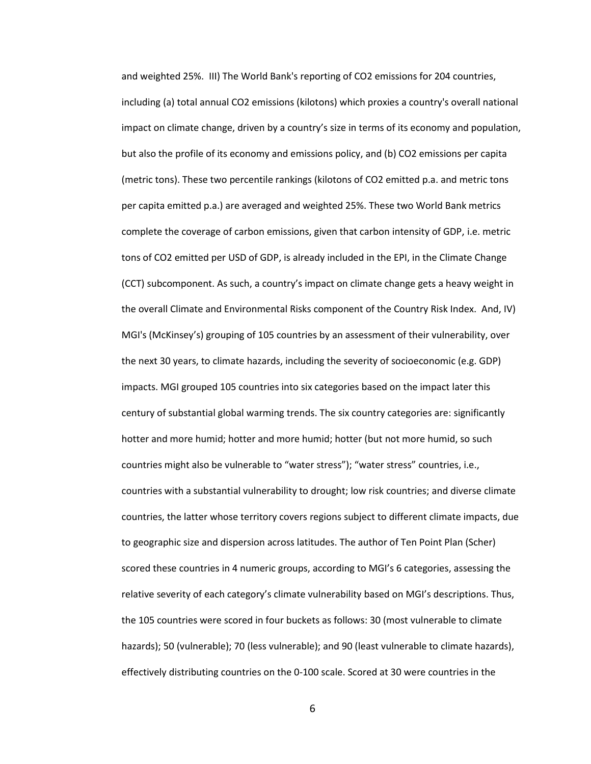and weighted 25%. III) The World Bank's reporting of $CO_2$ emissions for 204 countries, including (a) total annual $CO_2$ emissions (kilotons) which proxies a country's overall national impact on climate change, driven by a country's size in terms of its economy and population, but also the profile of its economy and emissions policy, and (b) $CO_2$ emissions per capita (metric tons). These two percentile rankings (kilotons of $CO_2$ emitted p.a. and metric tons per capita emitted p.a.) are averaged and weighted 25%. These two World Bank metrics complete the coverage of carbon emissions, given that carbon intensity of GDP, i.e. metric tons of $CO_2$ emitted per USD of GDP, is already included in the EPI, in the Climate Change (CCT) subcomponent. As such, a country's impact on climate change gets a heavy weight in the overall Climate and Environmental Risks component of the Country Risk Index. And, IV) MGI's (McKinsey's) grouping of 105 countries by an assessment of their vulnerability, over the next 30 years, to climate hazards, including the severity of socioeconomic (e.g. GDP) impacts. MGI grouped 105 countries into six categories based on the impact later this century of substantial global warming trends. The six country categories are: significantly hotter and more humid; hotter and more humid; hotter (but not more humid, so such countries might also be vulnerable to "water stress"); "water stress" countries, i.e., countries with a substantial vulnerability to drought; low risk countries; and diverse climate countries, the latter whose territory covers regions subject to different climate impacts, due to geographic size and dispersion across latitudes. The author of Ten Point Plan (Scher) scored these countries in 4 numeric groups, according to MGI's 6 categories, assessing the relative severity of each category's climate vulnerability based on MGI's descriptions. Thus, the 105 countries were scored in four buckets as follows: 30 (most vulnerable to climate hazards); 50 (vulnerable); 70 (less vulnerable); and 90 (least vulnerable to climate hazards), effectively distributing countries on the 0-100 scale. Scored at 30 were countries in the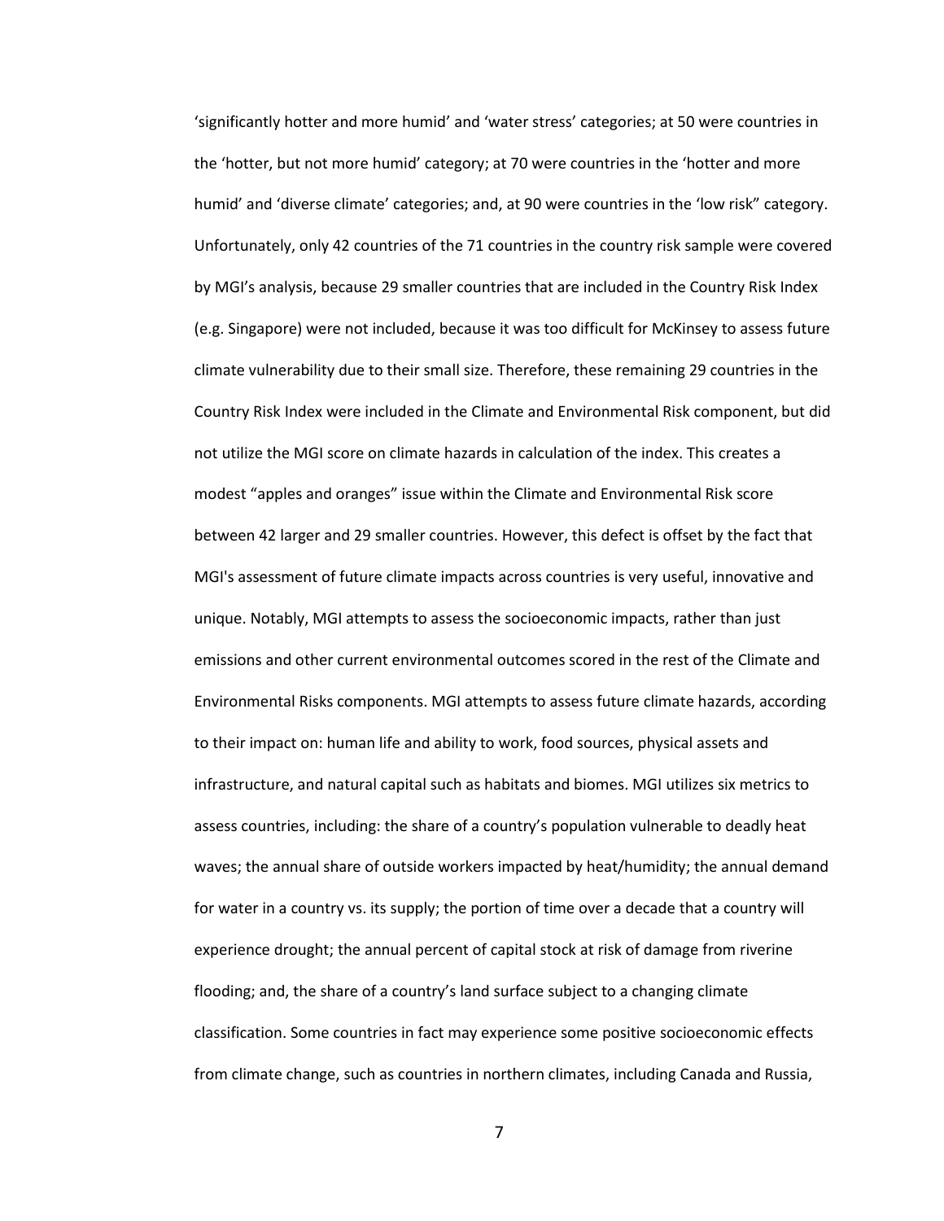'significantly hotter and more humid' and 'water stress' categories; at 50 were countries in the 'hotter, but not more humid' category; at 70 were countries in the 'hotter and more humid' and 'diverse climate' categories; and, at 90 were countries in the 'low risk" category. Unfortunately, only 42 countries of the 71 countries in the country risk sample were covered by MGI's analysis, because 29 smaller countries that are included in the Country Risk Index (e.g. Singapore) were not included, because it was too difficult for McKinsey to assess future climate vulnerability due to their small size. Therefore, these remaining 29 countries in the Country Risk Index were included in the Climate and Environmental Risk component, but did not utilize the MGI score on climate hazards in calculation of the index. This creates a modest "apples and oranges" issue within the Climate and Environmental Risk score between 42 larger and 29 smaller countries. However, this defect is offset by the fact that MGI's assessment of future climate impacts across countries is very useful, innovative and unique. Notably, MGI attempts to assess the socioeconomic impacts, rather than just emissions and other current environmental outcomes scored in the rest of the Climate and Environmental Risks components. MGI attempts to assess future climate hazards, according to their impact on: human life and ability to work, food sources, physical assets and infrastructure, and natural capital such as habitats and biomes. MGI utilizes six metrics to assess countries, including: the share of a country's population vulnerable to deadly heat waves; the annual share of outside workers impacted by heat/humidity; the annual demand for water in a country vs. its supply; the portion of time over a decade that a country will experience drought; the annual percent of capital stock at risk of damage from riverine flooding; and, the share of a country's land surface subject to a changing climate classification. Some countries in fact may experience some positive socioeconomic effects from climate change, such as countries in northern climates, including Canada and Russia,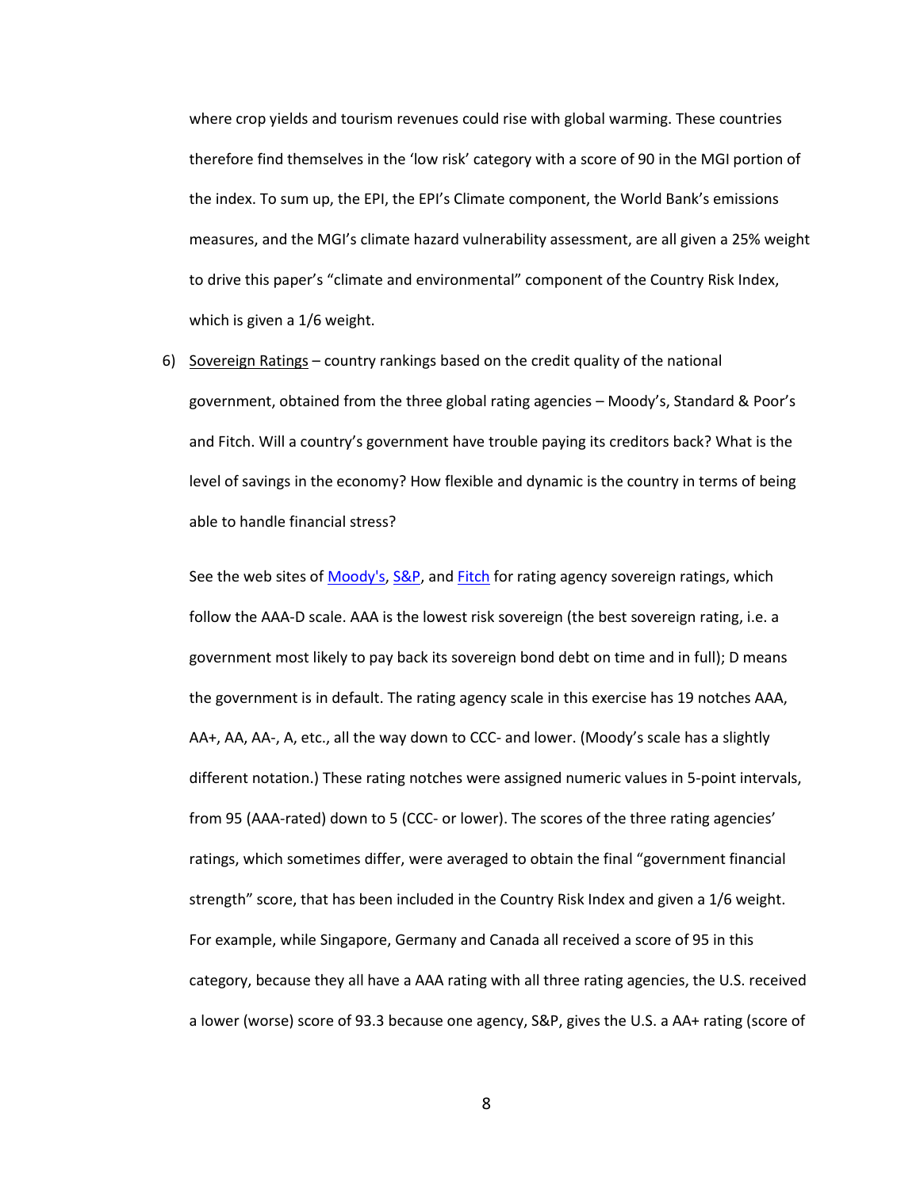where crop yields and tourism revenues could rise with global warming. These countries therefore find themselves in the 'low risk' category with a score of 90 in the MGI portion of the index. To sum up, the EPI, the EPI's Climate component, the World Bank's emissions measures, and the MGI's climate hazard vulnerability assessment, are all given a 25% weight to drive this paper's "climate and environmental" component of the Country Risk Index, which is given a 1/6 weight.

6) Sovereign Ratings – country rankings based on the credit quality of the national government, obtained from the three global rating agencies – Moody's, Standard & Poor's and Fitch. Will a country's government have trouble paying its creditors back? What is the level of savings in the economy? How flexible and dynamic is the country in terms of being able to handle financial stress?

   See the web sites of Moody's, S&P, and Fitch for rating agency sovereign ratings, which follow the AAA-D scale. AAA is the lowest risk sovereign (the best sovereign rating, i.e. a government most likely to pay back its sovereign bond debt on time and in full); D means the government is in default. The rating agency scale in this exercise has 19 notches AAA, AA+, AA, AA-, A, etc., all the way down to CCC- and lower. (Moody's scale has a slightly different notation.) These rating notches were assigned numeric values in 5-point intervals, from 95 (AAA-rated) down to 5 (CCC- or lower). The scores of the three rating agencies' ratings, which sometimes differ, were averaged to obtain the final "government financial strength" score, that has been included in the Country Risk Index and given a 1/6 weight. For example, while Singapore, Germany and Canada all received a score of 95 in this category, because they all have a AAA rating with all three rating agencies, the U.S. received a lower (worse) score of 93.3 because one agency, S&P, gives the U.S. a AA+ rating (score of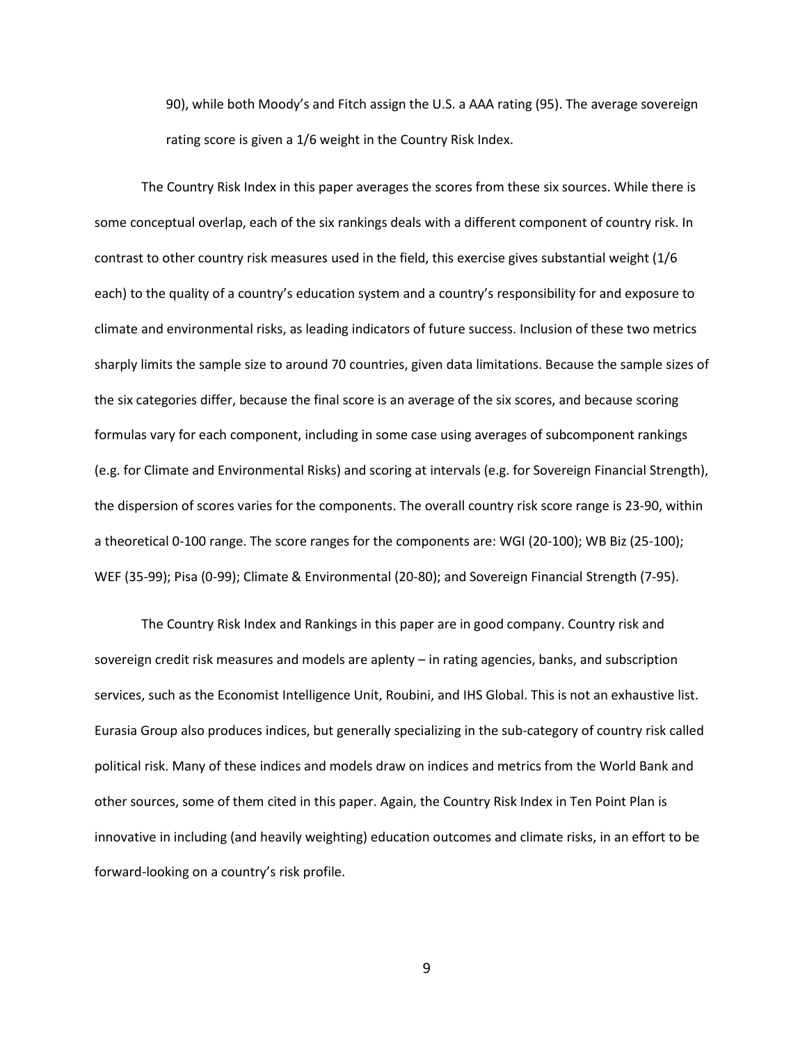90), while both Moody's and Fitch assign the U.S. a AAA rating (95). The average sovereign rating score is given a 1/6 weight in the Country Risk Index.

The Country Risk Index in this paper averages the scores from these six sources. While there is some conceptual overlap, each of the six rankings deals with a different component of country risk. In contrast to other country risk measures used in the field, this exercise gives substantial weight (1/6 each) to the quality of a country's education system and a country's responsibility for and exposure to climate and environmental risks, as leading indicators of future success. Inclusion of these two metrics sharply limits the sample size to around 70 countries, given data limitations. Because the sample sizes of the six categories differ, because the final score is an average of the six scores, and because scoring formulas vary for each component, including in some case using averages of subcomponent rankings (e.g. for Climate and Environmental Risks) and scoring at intervals (e.g. for Sovereign Financial Strength), the dispersion of scores varies for the components. The overall country risk score range is 23-90, within a theoretical 0-100 range. The score ranges for the components are: WGI (20-100); WB Biz (25-100); WEF (35-99); Pisa (0-99); Climate & Environmental (20-80); and Sovereign Financial Strength (7-95).

The Country Risk Index and Rankings in this paper are in good company. Country risk and sovereign credit risk measures and models are aplenty – in rating agencies, banks, and subscription services, such as the Economist Intelligence Unit, Roubini, and IHS Global. This is not an exhaustive list. Eurasia Group also produces indices, but generally specializing in the sub-category of country risk called political risk. Many of these indices and models draw on indices and metrics from the World Bank and other sources, some of them cited in this paper. Again, the Country Risk Index in Ten Point Plan is innovative in including (and heavily weighting) education outcomes and climate risks, in an effort to be forward-looking on a country's risk profile.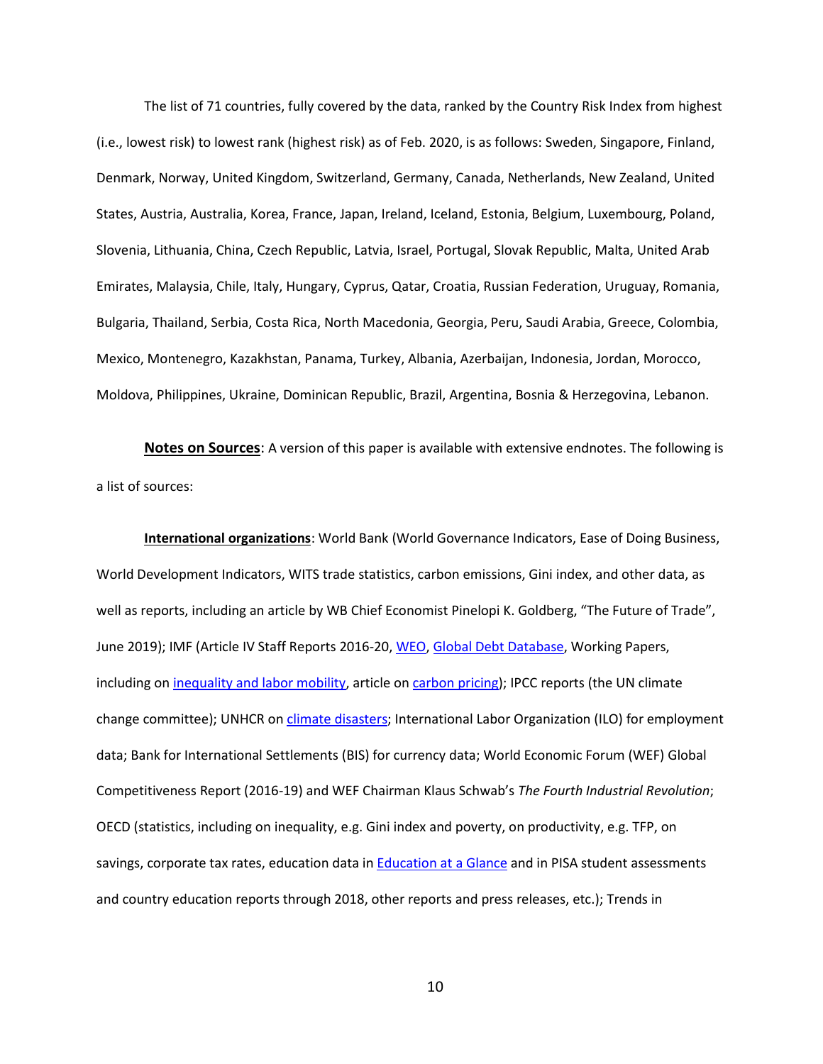The list of 71 countries, fully covered by the data, ranked by the Country Risk Index from highest (i.e., lowest risk) to lowest rank (highest risk) as of Feb. 2020, is as follows: Sweden, Singapore, Finland, Denmark, Norway, United Kingdom, Switzerland, Germany, Canada, Netherlands, New Zealand, United States, Austria, Australia, Korea, France, Japan, Ireland, Iceland, Estonia, Belgium, Luxembourg, Poland, Slovenia, Lithuania, China, Czech Republic, Latvia, Israel, Portugal, Slovak Republic, Malta, United Arab Emirates, Malaysia, Chile, Italy, Hungary, Cyprus, Qatar, Croatia, Russian Federation, Uruguay, Romania, Bulgaria, Thailand, Serbia, Costa Rica, North Macedonia, Georgia, Peru, Saudi Arabia, Greece, Colombia, Mexico, Montenegro, Kazakhstan, Panama, Turkey, Albania, Azerbaijan, Indonesia, Jordan, Morocco, Moldova, Philippines, Ukraine, Dominican Republic, Brazil, Argentina, Bosnia & Herzegovina, Lebanon.

**Notes on Sources**: A version of this paper is available with extensive endnotes. The following is a list of sources:

**International organizations**: World Bank (World Governance Indicators, Ease of Doing Business, World Development Indicators, WITS trade statistics, carbon emissions, Gini index, and other data, as well as reports, including an article by WB Chief Economist Pinelopi K. Goldberg, "The Future of Trade", June 2019); IMF (Article IV Staff Reports 2016-20, WEO, Global Debt Database, Working Papers, including on inequality and labor mobility, article on carbon pricing); IPCC reports (the UN climate change committee); UNHCR on climate disasters; International Labor Organization (ILO) for employment data; Bank for International Settlements (BIS) for currency data; World Economic Forum (WEF) Global Competitiveness Report (2016-19) and WEF Chairman Klaus Schwab's *The Fourth Industrial Revolution*; OECD (statistics, including on inequality, e.g. Gini index and poverty, on productivity, e.g. TFP, on savings, corporate tax rates, education data in Education at a Glance and in PISA student assessments and country education reports through 2018, other reports and press releases, etc.); Trends in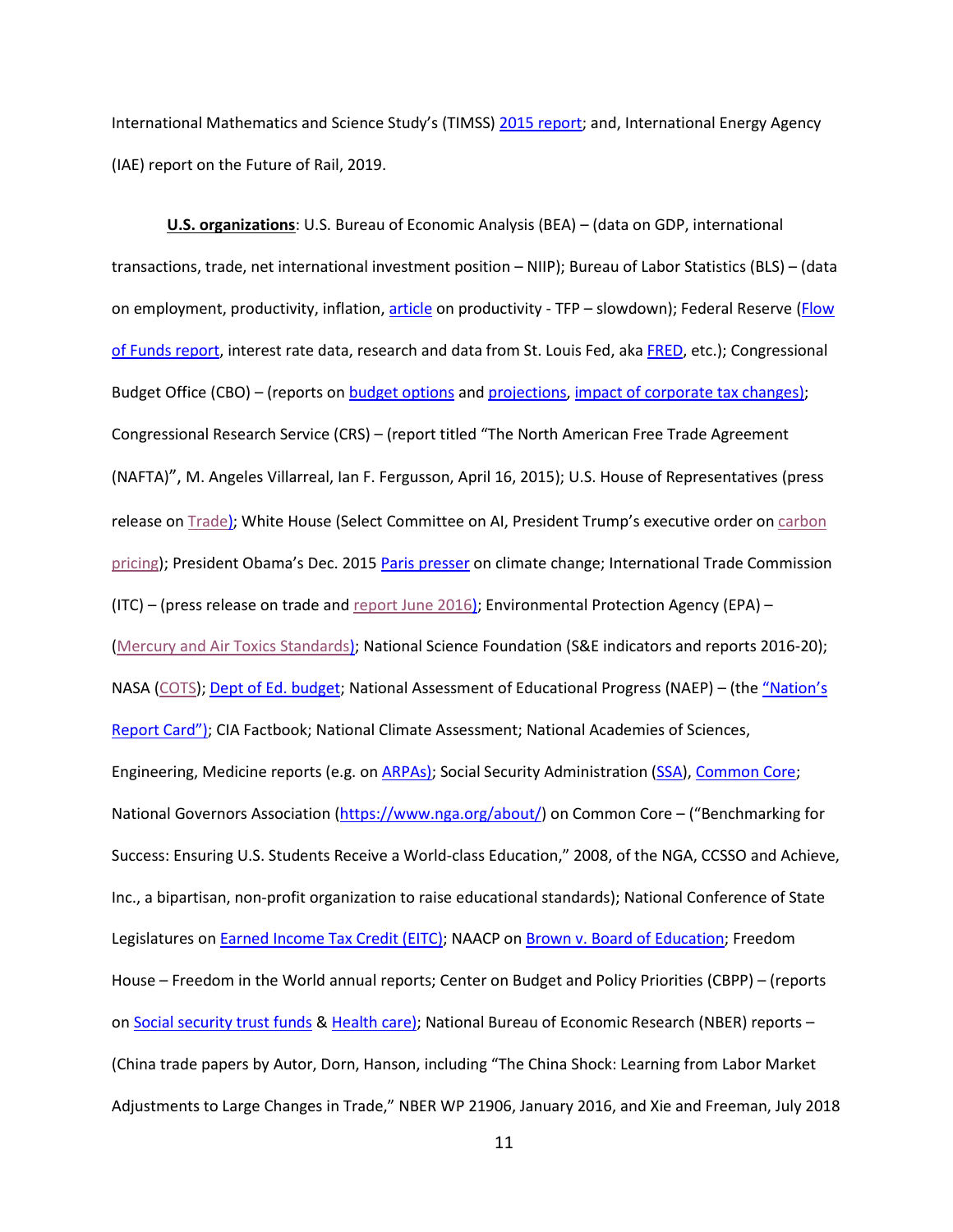International Mathematics and Science Study's (TIMSS) 2015 report; and, International Energy Agency (IAE) report on the Future of Rail, 2019.

**U.S. organizations**: U.S. Bureau of Economic Analysis (BEA) – (data on GDP, international transactions, trade, net international investment position – NIIP); Bureau of Labor Statistics (BLS) – (data on employment, productivity, inflation, article on productivity - TFP – slowdown); Federal Reserve (Flow of Funds report, interest rate data, research and data from St. Louis Fed, aka FRED, etc.); Congressional Budget Office (CBO) – (reports on budget options and projections, impact of corporate tax changes); Congressional Research Service (CRS) – (report titled "The North American Free Trade Agreement (NAFTA)", M. Angeles Villarreal, Ian F. Fergusson, April 16, 2015); U.S. House of Representatives (press release on Trade); White House (Select Committee on AI, President Trump's executive order on carbon pricing); President Obama's Dec. 2015 Paris presser on climate change; International Trade Commission (ITC) – (press release on trade and report June 2016); Environmental Protection Agency (EPA) – (Mercury and Air Toxics Standards); National Science Foundation (S&E indicators and reports 2016-20); NASA (COTS); Dept of Ed. budget; National Assessment of Educational Progress (NAEP) – (the "Nation's Report Card"); CIA Factbook; National Climate Assessment; National Academies of Sciences, Engineering, Medicine reports (e.g. on ARPAs); Social Security Administration (SSA), Common Core; National Governors Association (https://www.nga.org/about/) on Common Core – ("Benchmarking for Success: Ensuring U.S. Students Receive a World-class Education," 2008, of the NGA, CCSSO and Achieve, Inc., a bipartisan, non-profit organization to raise educational standards); National Conference of State Legislatures on Earned Income Tax Credit (EITC); NAACP on Brown v. Board of Education; Freedom House – Freedom in the World annual reports; Center on Budget and Policy Priorities (CBPP) – (reports on Social security trust funds & Health care); National Bureau of Economic Research (NBER) reports – (China trade papers by Autor, Dorn, Hanson, including "The China Shock: Learning from Labor Market Adjustments to Large Changes in Trade," NBER WP 21906, January 2016, and Xie and Freeman, July 2018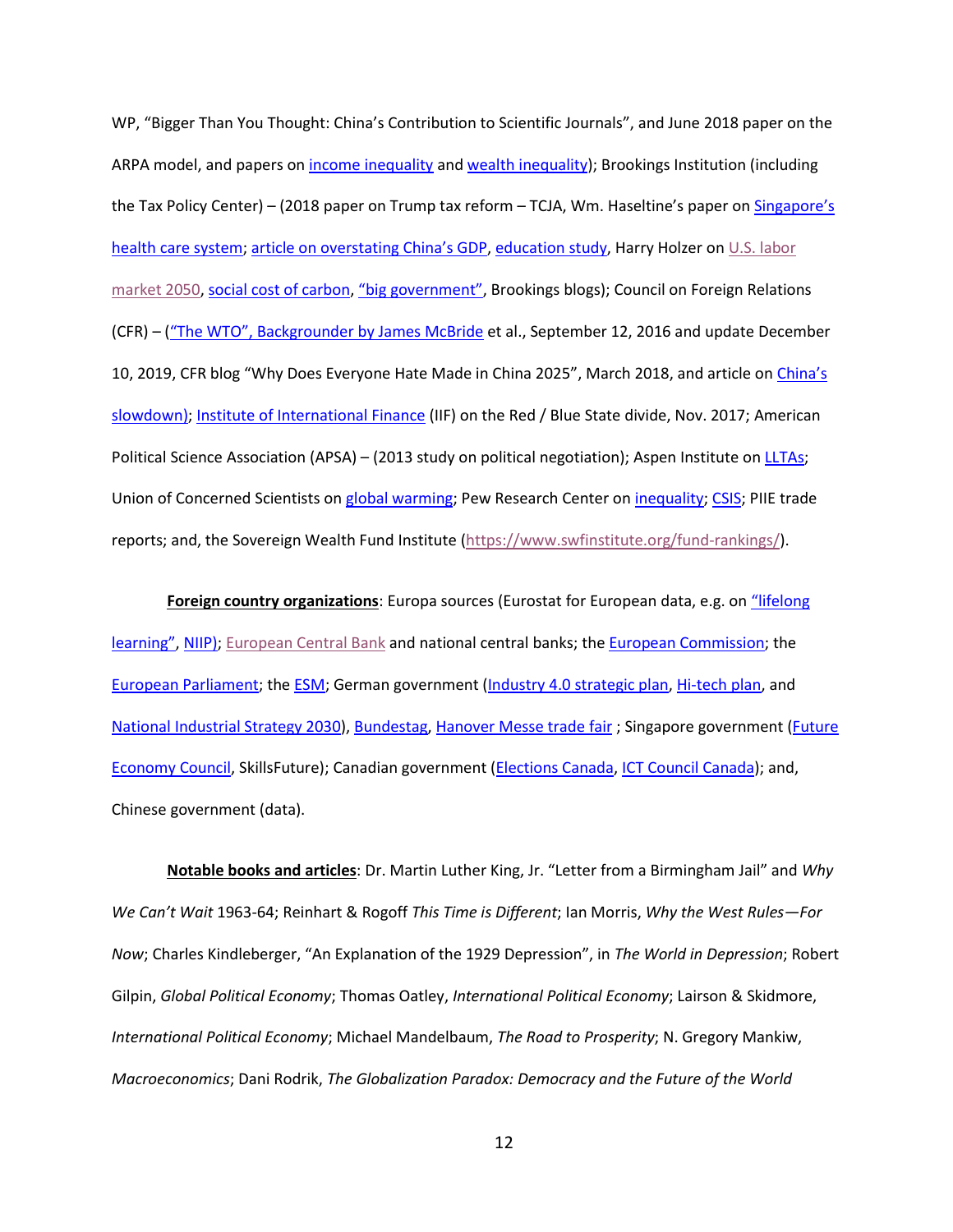WP, "Bigger Than You Thought: China's Contribution to Scientific Journals", and June 2018 paper on the ARPA model, and papers on income inequality and wealth inequality); Brookings Institution (including the Tax Policy Center) – (2018 paper on Trump tax reform – TCJA, Wm. Haseltine's paper on Singapore's health care system; article on overstating China's GDP, education study, Harry Holzer on U.S. labor market 2050, social cost of carbon, "big government", Brookings blogs); Council on Foreign Relations (CFR) – ("The WTO", Backgrounder by James McBride et al., September 12, 2016 and update December 10, 2019, CFR blog "Why Does Everyone Hate Made in China 2025", March 2018, and article on China's slowdown); Institute of International Finance (IIF) on the Red / Blue State divide, Nov. 2017; American Political Science Association (APSA) – (2013 study on political negotiation); Aspen Institute on LLTAs; Union of Concerned Scientists on global warming; Pew Research Center on inequality; CSIS; PIIE trade reports; and, the Sovereign Wealth Fund Institute (https://www.swfinstitute.org/fund-rankings/).

**Foreign country organizations**: Europa sources (Eurostat for European data, e.g. on "lifelong learning", NIIP); European Central Bank and national central banks; the European Commission; the European Parliament; the ESM; German government (Industry 4.0 strategic plan, Hi-tech plan, and National Industrial Strategy 2030), Bundestag, Hanover Messe trade fair ; Singapore government (Future Economy Council, SkillsFuture); Canadian government (Elections Canada, ICT Council Canada); and, Chinese government (data).

**Notable books and articles**: Dr. Martin Luther King, Jr. "Letter from a Birmingham Jail" and *Why We Can't Wait* 1963-64; Reinhart & Rogoff *This Time is Different*; Ian Morris, *Why the West Rules—For Now*; Charles Kindleberger, "An Explanation of the 1929 Depression", in *The World in Depression*; Robert Gilpin, *Global Political Economy*; Thomas Oatley, *International Political Economy*; Lairson & Skidmore, *International Political Economy*; Michael Mandelbaum, *The Road to Prosperity*; N. Gregory Mankiw, *Macroeconomics*; Dani Rodrik, *The Globalization Paradox: Democracy and the Future of the World*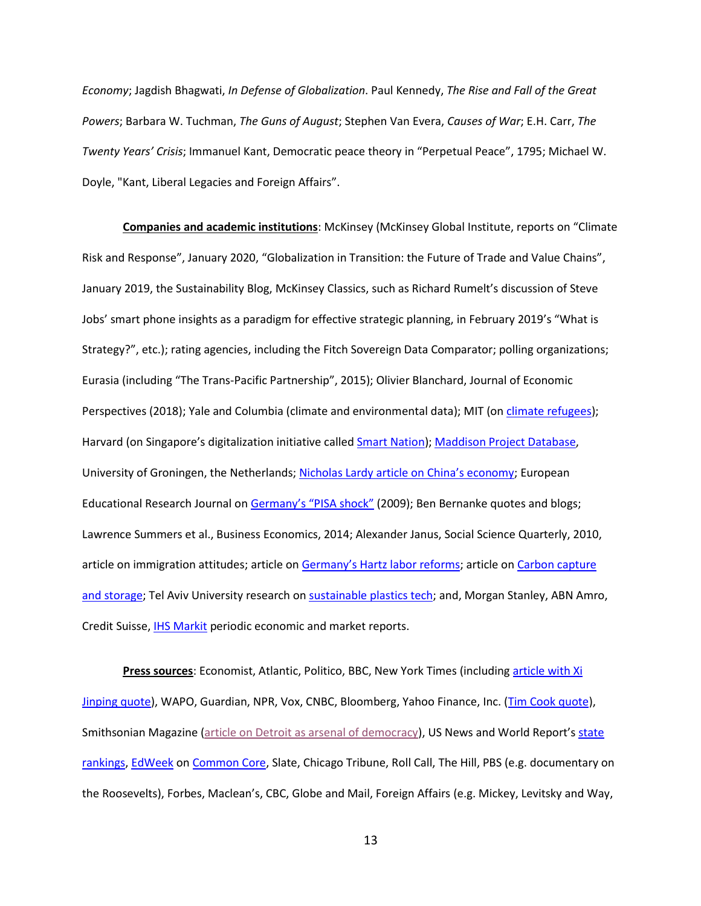*Economy*; Jagdish Bhagwati, *In Defense of Globalization*. Paul Kennedy, *The Rise and Fall of the Great Powers*; Barbara W. Tuchman, *The Guns of August*; Stephen Van Evera, *Causes of War*; E.H. Carr, *The Twenty Years' Crisis*; Immanuel Kant, Democratic peace theory in "Perpetual Peace", 1795; Michael W. Doyle, "Kant, Liberal Legacies and Foreign Affairs".

**Companies and academic institutions**: McKinsey (McKinsey Global Institute, reports on "Climate Risk and Response", January 2020, "Globalization in Transition: the Future of Trade and Value Chains", January 2019, the Sustainability Blog, McKinsey Classics, such as Richard Rumelt's discussion of Steve Jobs' smart phone insights as a paradigm for effective strategic planning, in February 2019's "What is Strategy?", etc.); rating agencies, including the Fitch Sovereign Data Comparator; polling organizations; Eurasia (including "The Trans-Pacific Partnership", 2015); Olivier Blanchard, Journal of Economic Perspectives (2018); Yale and Columbia (climate and environmental data); MIT (on climate refugees); Harvard (on Singapore's digitalization initiative called Smart Nation); Maddison Project Database, University of Groningen, the Netherlands; Nicholas Lardy article on China's economy; European Educational Research Journal on Germany's "PISA shock" (2009); Ben Bernanke quotes and blogs; Lawrence Summers et al., Business Economics, 2014; Alexander Janus, Social Science Quarterly, 2010, article on immigration attitudes; article on Germany's Hartz labor reforms; article on Carbon capture and storage; Tel Aviv University research on sustainable plastics tech; and, Morgan Stanley, ABN Amro, Credit Suisse, IHS Markit periodic economic and market reports.

**Press sources**: Economist, Atlantic, Politico, BBC, New York Times (including article with Xi Jinping quote), WAPO, Guardian, NPR, Vox, CNBC, Bloomberg, Yahoo Finance, Inc. (Tim Cook quote), Smithsonian Magazine (article on Detroit as arsenal of democracy), US News and World Report's state rankings, EdWeek on Common Core, Slate, Chicago Tribune, Roll Call, The Hill, PBS (e.g. documentary on the Roosevelts), Forbes, Maclean's, CBC, Globe and Mail, Foreign Affairs (e.g. Mickey, Levitsky and Way,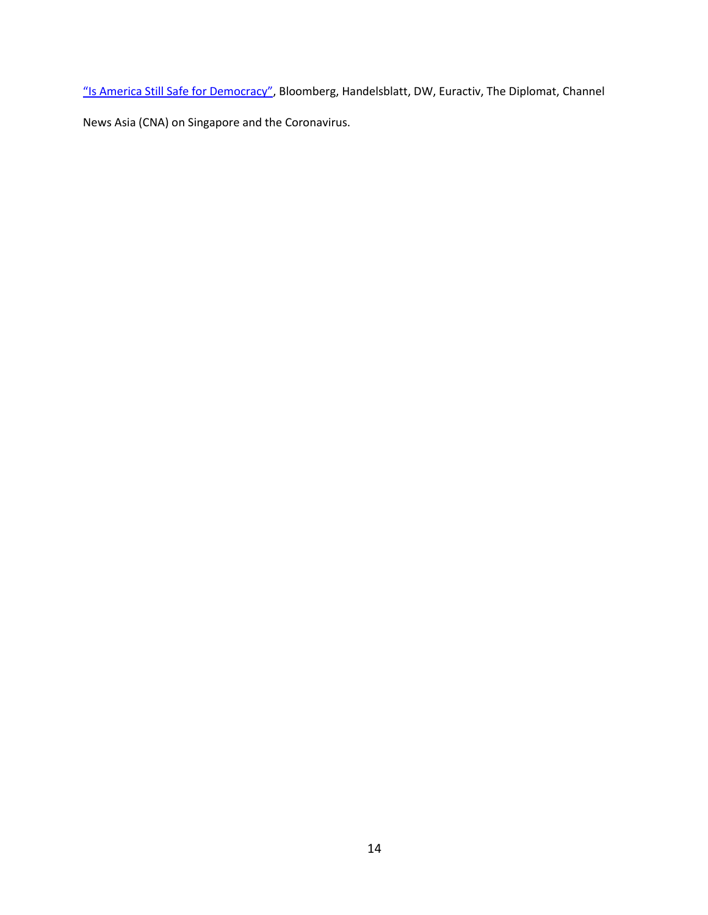"Is America Still Safe for Democracy", Bloomberg, Handelsblatt, DW, Euractiv, The Diplomat, Channel News Asia (CNA) on Singapore and the Coronavirus.